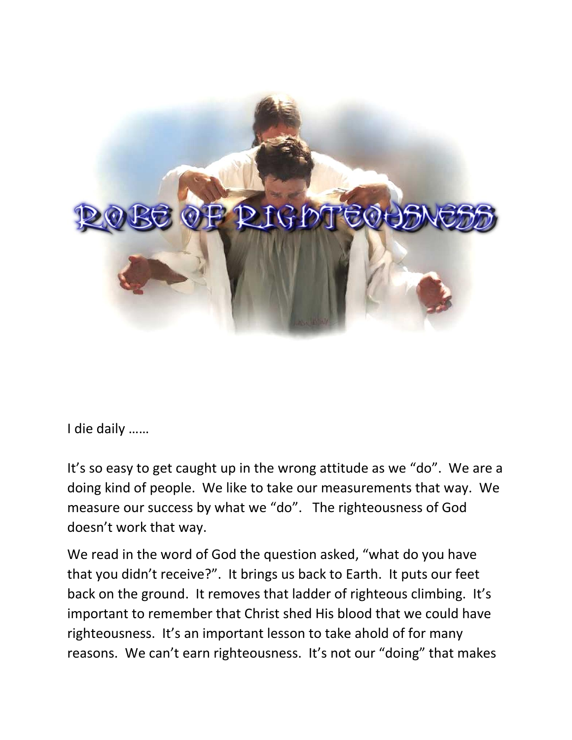I die daily ……

It's so easy to get caught up in the wrong attitude as we "do". We are a doing kind of people. We like to take our measurements that way. We measure our success by what we "do". The righteousness of God doesn't work that way.

We read in the word of God the question asked, "what do you have that you didn't receive?". It brings us back to Earth. It puts our feet back on the ground. It removes that ladder of righteous climbing. It's important to remember that Christ shed His blood that we could have righteousness. It's an important lesson to take ahold of for many reasons. We can't earn righteousness. It's not our "doing" that makes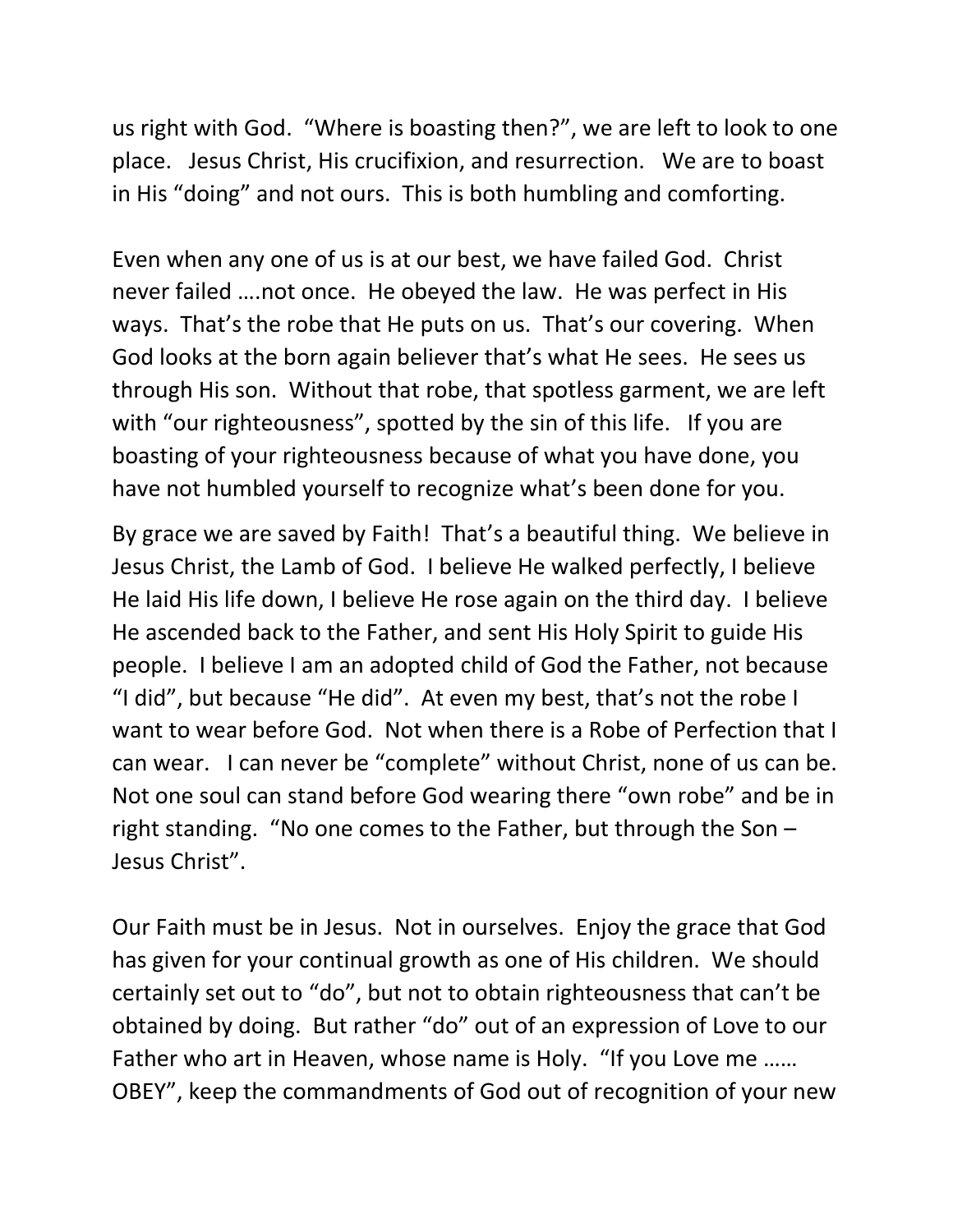us right with God. "Where is boasting then?", we are left to look to one place. Jesus Christ, His crucifixion, and resurrection. We are to boast in His "doing" and not ours. This is both humbling and comforting.

Even when any one of us is at our best, we have failed God. Christ never failed ….not once. He obeyed the law. He was perfect in His ways. That's the robe that He puts on us. That's our covering. When God looks at the born again believer that's what He sees. He sees us through His son. Without that robe, that spotless garment, we are left with "our righteousness", spotted by the sin of this life. If you are boasting of your righteousness because of what you have done, you have not humbled yourself to recognize what's been done for you.

By grace we are saved by Faith! That's a beautiful thing. We believe in Jesus Christ, the Lamb of God. I believe He walked perfectly, I believe He laid His life down, I believe He rose again on the third day. I believe He ascended back to the Father, and sent His Holy Spirit to guide His people. I believe I am an adopted child of God the Father, not because "I did", but because "He did". At even my best, that's not the robe I want to wear before God. Not when there is a Robe of Perfection that I can wear. I can never be "complete" without Christ, none of us can be. Not one soul can stand before God wearing there "own robe" and be in right standing. "No one comes to the Father, but through the Son – Jesus Christ".

Our Faith must be in Jesus. Not in ourselves. Enjoy the grace that God has given for your continual growth as one of His children. We should certainly set out to "do", but not to obtain righteousness that can't be obtained by doing. But rather "do" out of an expression of Love to our Father who art in Heaven, whose name is Holy. "If you Love me …… OBEY", keep the commandments of God out of recognition of your new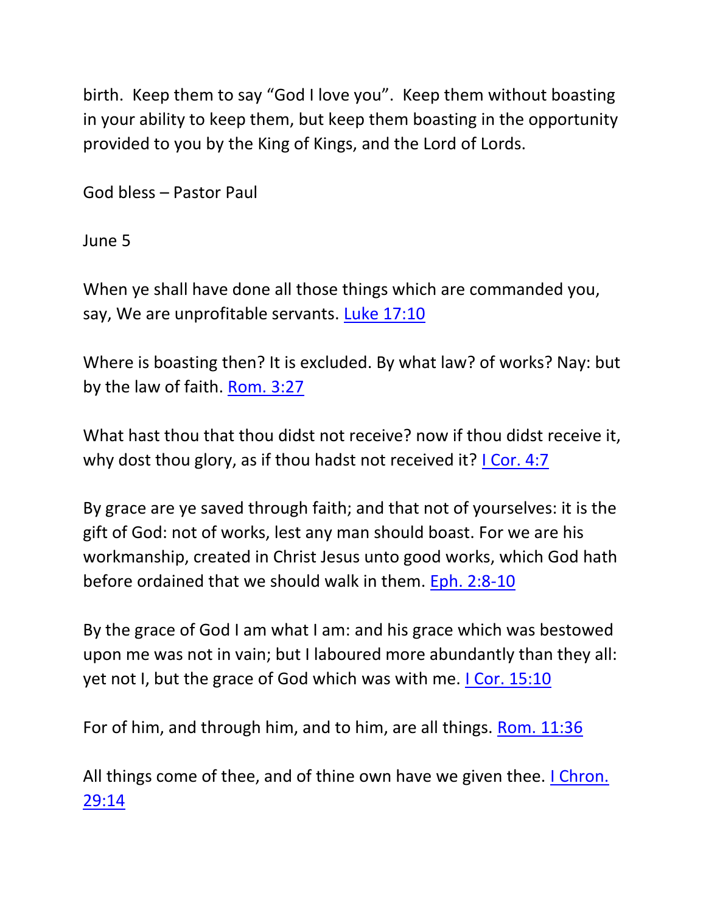birth. Keep them to say "God I love you". Keep them without boasting in your ability to keep them, but keep them boasting in the opportunity provided to you by the King of Kings, and the Lord of Lords.

God bless – Pastor Paul

June 5

When ye shall have done all those things which are commanded you, say, We are unprofitable servants. Luke 17:10

Where is boasting then? It is excluded. By what law? of works? Nay: but by the law of faith. Rom. 3:27

What hast thou that thou didst not receive? now if thou didst receive it, why dost thou glory, as if thou hadst not received it? I Cor. 4:7

By grace are ye saved through faith; and that not of yourselves: it is the gift of God: not of works, lest any man should boast. For we are his workmanship, created in Christ Jesus unto good works, which God hath before ordained that we should walk in them. Eph. 2:8-10

By the grace of God I am what I am: and his grace which was bestowed upon me was not in vain; but I laboured more abundantly than they all: yet not I, but the grace of God which was with me. I Cor. 15:10

For of him, and through him, and to him, are all things. Rom. 11:36

All things come of thee, and of thine own have we given thee. I Chron. 29:14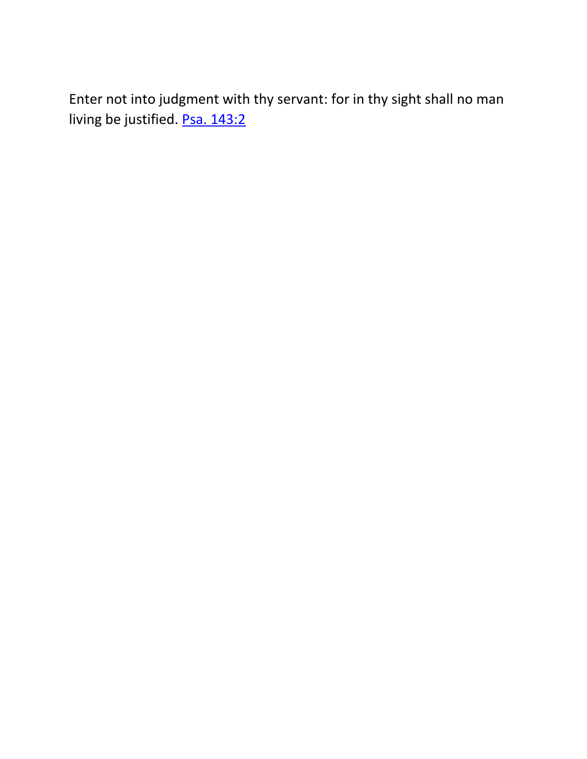Enter not into judgment with thy servant: for in thy sight shall no man living be justified. Psa. 143:2